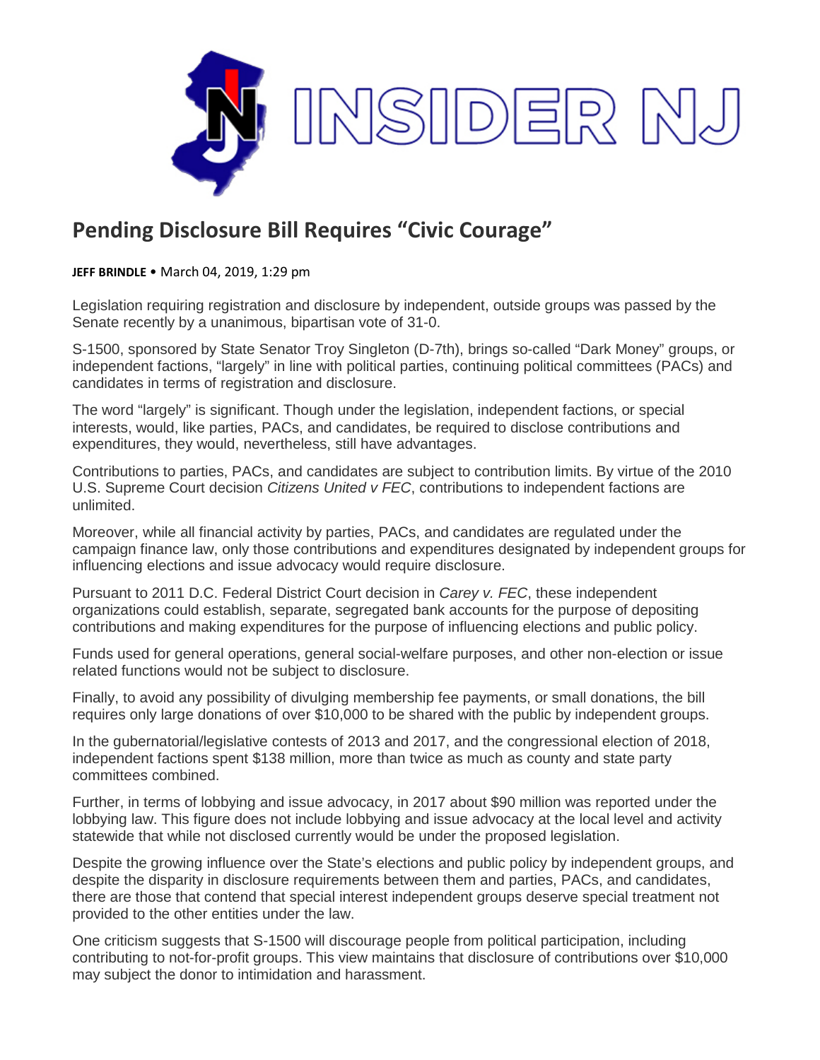# Pending Disclosure Bill Requires "Civic Courage"

**JEFF BRINDLE** • March 04, 2019, 1:29 pm

Legislation requiring registration and disclosure by independent, outside groups was passed by the Senate recently by a unanimous, bipartisan vote of 31-0.

S-1500, sponsored by State Senator Troy Singleton (D-7th), brings so-called "Dark Money" groups, or independent factions, "largely" in line with political parties, continuing political committees (PACs) and candidates in terms of registration and disclosure.

The word "largely" is significant. Though under the legislation, independent factions, or special interests, would, like parties, PACs, and candidates, be required to disclose contributions and expenditures, they would, nevertheless, still have advantages.

Contributions to parties, PACs, and candidates are subject to contribution limits. By virtue of the 2010 U.S. Supreme Court decision *Citizens United v FEC*, contributions to independent factions are unlimited.

Moreover, while all financial activity by parties, PACs, and candidates are regulated under the campaign finance law, only those contributions and expenditures designated by independent groups for influencing elections and issue advocacy would require disclosure.

Pursuant to 2011 D.C. Federal District Court decision in *Carey v. FEC*, these independent organizations could establish, separate, segregated bank accounts for the purpose of depositing contributions and making expenditures for the purpose of influencing elections and public policy.

Funds used for general operations, general social-welfare purposes, and other non-election or issue related functions would not be subject to disclosure.

Finally, to avoid any possibility of divulging membership fee payments, or small donations, the bill requires only large donations of over $10,000 to be shared with the public by independent groups.

In the gubernatorial/legislative contests of 2013 and 2017, and the congressional election of 2018, independent factions spent $138 million, more than twice as much as county and state party committees combined.

Further, in terms of lobbying and issue advocacy, in 2017 about $90 million was reported under the lobbying law. This figure does not include lobbying and issue advocacy at the local level and activity statewide that while not disclosed currently would be under the proposed legislation.

Despite the growing influence over the State's elections and public policy by independent groups, and despite the disparity in disclosure requirements between them and parties, PACs, and candidates, there are those that contend that special interest independent groups deserve special treatment not provided to the other entities under the law.

One criticism suggests that S-1500 will discourage people from political participation, including contributing to not-for-profit groups. This view maintains that disclosure of contributions over $10,000 may subject the donor to intimidation and harassment.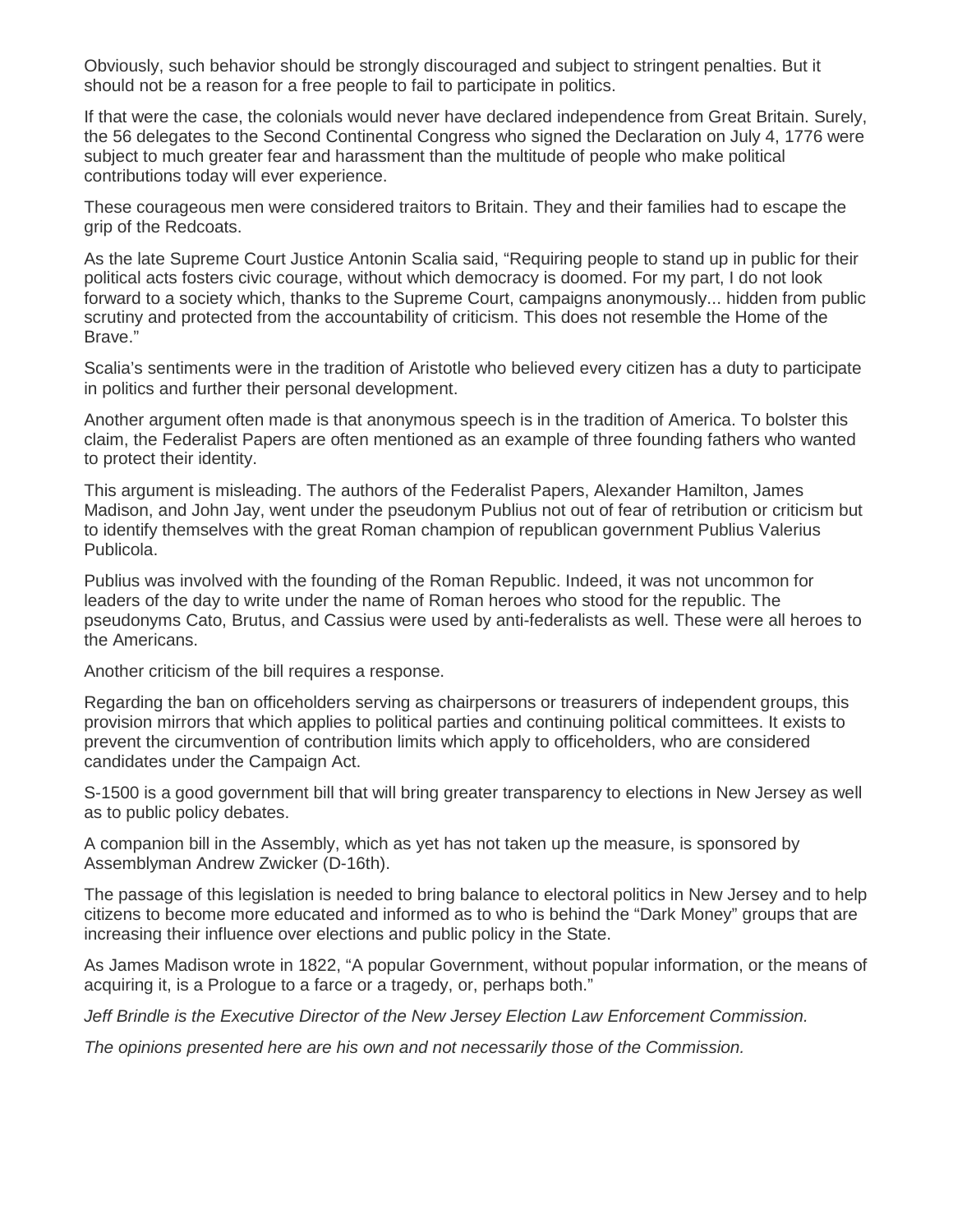Obviously, such behavior should be strongly discouraged and subject to stringent penalties. But it should not be a reason for a free people to fail to participate in politics.

If that were the case, the colonials would never have declared independence from Great Britain. Surely, the 56 delegates to the Second Continental Congress who signed the Declaration on July 4, 1776 were subject to much greater fear and harassment than the multitude of people who make political contributions today will ever experience.

These courageous men were considered traitors to Britain. They and their families had to escape the grip of the Redcoats.

As the late Supreme Court Justice Antonin Scalia said, "Requiring people to stand up in public for their political acts fosters civic courage, without which democracy is doomed. For my part, I do not look forward to a society which, thanks to the Supreme Court, campaigns anonymously... hidden from public scrutiny and protected from the accountability of criticism. This does not resemble the Home of the Brave."

Scalia's sentiments were in the tradition of Aristotle who believed every citizen has a duty to participate in politics and further their personal development.

Another argument often made is that anonymous speech is in the tradition of America. To bolster this claim, the Federalist Papers are often mentioned as an example of three founding fathers who wanted to protect their identity.

This argument is misleading. The authors of the Federalist Papers, Alexander Hamilton, James Madison, and John Jay, went under the pseudonym Publius not out of fear of retribution or criticism but to identify themselves with the great Roman champion of republican government Publius Valerius Publicola.

Publius was involved with the founding of the Roman Republic. Indeed, it was not uncommon for leaders of the day to write under the name of Roman heroes who stood for the republic. The pseudonyms Cato, Brutus, and Cassius were used by anti-federalists as well. These were all heroes to the Americans.

Another criticism of the bill requires a response.

Regarding the ban on officeholders serving as chairpersons or treasurers of independent groups, this provision mirrors that which applies to political parties and continuing political committees. It exists to prevent the circumvention of contribution limits which apply to officeholders, who are considered candidates under the Campaign Act.

S-1500 is a good government bill that will bring greater transparency to elections in New Jersey as well as to public policy debates.

A companion bill in the Assembly, which as yet has not taken up the measure, is sponsored by Assemblyman Andrew Zwicker (D-16th).

The passage of this legislation is needed to bring balance to electoral politics in New Jersey and to help citizens to become more educated and informed as to who is behind the "Dark Money" groups that are increasing their influence over elections and public policy in the State.

As James Madison wrote in 1822, "A popular Government, without popular information, or the means of acquiring it, is a Prologue to a farce or a tragedy, or, perhaps both."

*Jeff Brindle is the Executive Director of the New Jersey Election Law Enforcement Commission.*

*The opinions presented here are his own and not necessarily those of the Commission.*